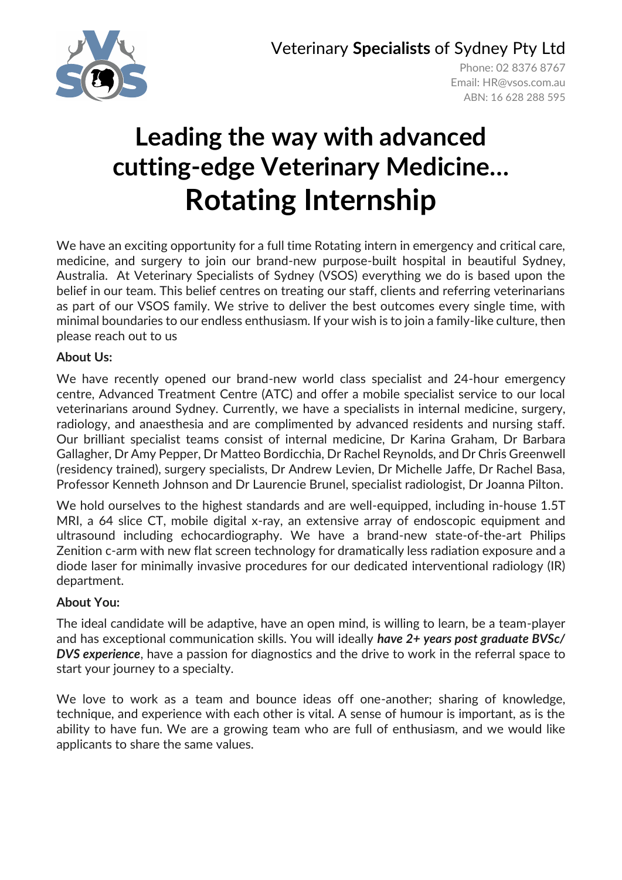Veterinary **Specialists** of Sydney Pty Ltd

Phone: 02 8376 8767
Email: HR@vsos.com.au
ABN: 16 628 288 595

# Leading the way with advanced cutting-edge Veterinary Medicine...

# Rotating Internship

We have an exciting opportunity for a full time Rotating intern in emergency and critical care, medicine, and surgery to join our brand-new purpose-built hospital in beautiful Sydney, Australia. At Veterinary Specialists of Sydney (VSOS) everything we do is based upon the belief in our team. This belief centres on treating our staff, clients and referring veterinarians as part of our VSOS family. We strive to deliver the best outcomes every single time, with minimal boundaries to our endless enthusiasm. If your wish is to join a family-like culture, then please reach out to us

**About Us:**

We have recently opened our brand-new world class specialist and 24-hour emergency centre, Advanced Treatment Centre (ATC) and offer a mobile specialist service to our local veterinarians around Sydney. Currently, we have a specialists in internal medicine, surgery, radiology, and anaesthesia and are complimented by advanced residents and nursing staff. Our brilliant specialist teams consist of internal medicine, Dr Karina Graham, Dr Barbara Gallagher, Dr Amy Pepper, Dr Matteo Bordicchia, Dr Rachel Reynolds, and Dr Chris Greenwell (residency trained), surgery specialists, Dr Andrew Levien, Dr Michelle Jaffe, Dr Rachel Basa, Professor Kenneth Johnson and Dr Laurencie Brunel, specialist radiologist, Dr Joanna Pilton.

We hold ourselves to the highest standards and are well-equipped, including in-house 1.5T MRI, a 64 slice CT, mobile digital x-ray, an extensive array of endoscopic equipment and ultrasound including echocardiography. We have a brand-new state-of-the-art Philips Zenition c-arm with new flat screen technology for dramatically less radiation exposure and a diode laser for minimally invasive procedures for our dedicated interventional radiology (IR) department.

**About You:**

The ideal candidate will be adaptive, have an open mind, is willing to learn, be a team-player and has exceptional communication skills. You will ideally ***have 2+ years post graduate BVSc/ DVS experience***, have a passion for diagnostics and the drive to work in the referral space to start your journey to a specialty.

We love to work as a team and bounce ideas off one-another; sharing of knowledge, technique, and experience with each other is vital. A sense of humour is important, as is the ability to have fun. We are a growing team who are full of enthusiasm, and we would like applicants to share the same values.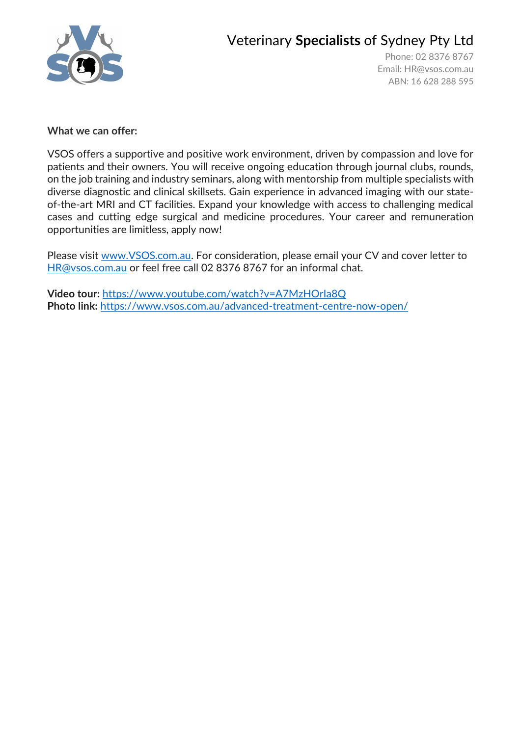Veterinary **Specialists** of Sydney Pty Ltd

Phone: 02 8376 8767
Email: HR@vsos.com.au
ABN: 16 628 288 595

**What we can offer:**

VSOS offers a supportive and positive work environment, driven by compassion and love for patients and their owners. You will receive ongoing education through journal clubs, rounds, on the job training and industry seminars, along with mentorship from multiple specialists with diverse diagnostic and clinical skillsets. Gain experience in advanced imaging with our state-of-the-art MRI and CT facilities. Expand your knowledge with access to challenging medical cases and cutting edge surgical and medicine procedures. Your career and remuneration opportunities are limitless, apply now!

Please visit www.VSOS.com.au. For consideration, please email your CV and cover letter to HR@vsos.com.au or feel free call 02 8376 8767 for an informal chat.

**Video tour:** https://www.youtube.com/watch?v=A7MzHOrla8Q
**Photo link:** https://www.vsos.com.au/advanced-treatment-centre-now-open/